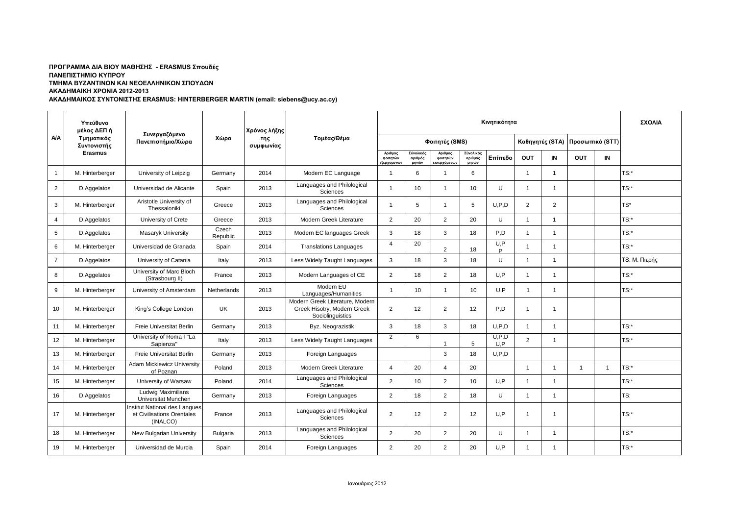**ΠΡΟΓΡΑΜΜΑ ΔΙΑ ΒΙΟΥ ΜΑΘΗΣΗΣ - ERASMUS Σπουδές**
**ΠΑΝΕΠΙΣΤΗΜΙΟ ΚΥΠΡΟΥ**
**ΤΜΗΜΑ ΒΥΖΑΝΤΙΝΩΝ ΚΑΙ ΝΕΟΕΛΛΗΝΙΚΩΝ ΣΠΟΥΔΩΝ**
**ΑΚΑΔΗΜΑΙΚΗ ΧΡΟΝΙΑ 2012-2013**
**ΑΚΑΔΗΜΑΙΚΟΣ ΣΥΝΤΟΝΙΣΤΗΣ ERASMUS: HINTERBERGER MARTIN (email: siebens@ucy.ac.cy)**

| Α/Α | Υπεύθυνο μέλος ΔΕΠ ή Τμηματικός Συντονιστής Erasmus | Συνεργαζόμενο Πανεπιστήμιο/Χώρα | Χώρα | Χρόνος λήξης της συμφωνίας | Τομέας/Θέμα | Κινητικότητα | | | | | | | | | ΣΧΟΛΙΑ |
|---|---|---|---|---|---|---|---|---|---|---|---|---|---|---|---|
| | | | | | | Φοιτητές (SMS) | | | | | Καθηγητές (STA) | | Προσωπικό (STT) | | |
| | | | | | | Αριθμος φοιτητών εξερχομενων | Σύνολικός αριθμός μηνών | Αριθμος φοιτητών εισερχόμενων | Σύνολικός αριθμός μηνών | Επίπεδο | OUT | IN | OUT | IN | |
| 1 | M. Hinterberger | University of Leipzig | Germany | 2014 | Modern EC Language | 1 | 6 | 1 | 6 | | 1 | 1 | | | TS:* |
| 2 | D.Aggelatos | Universidad de Alicante | Spain | 2013 | Languages and Philological Sciences | 1 | 10 | 1 | 10 | U | 1 | 1 | | | TS:* |
| 3 | M. Hinterberger | Aristotle University of Thessaloniki | Greece | 2013 | Languages and Philological Sciences | 1 | 5 | 1 | 5 | U,P,D | 2 | 2 | | | TS* |
| 4 | D.Aggelatos | University of Crete | Greece | 2013 | Modern Greek Literature | 2 | 20 | 2 | 20 | U | 1 | 1 | | | TS:* |
| 5 | D.Aggelatos | Masaryk University | Czech Republic | 2013 | Modern EC languages Greek | 3 | 18 | 3 | 18 | P,D | 1 | 1 | | | TS:* |
| 6 | M. Hinterberger | Universidad de Granada | Spain | 2014 | Translations Languages | 4 | 20 | 2 | 18 | U,P P | 1 | 1 | | | TS:* |
| 7 | D.Aggelatos | University of Catania | Italy | 2013 | Less Widely Taught Languages | 3 | 18 | 3 | 18 | U | 1 | 1 | | | TS: M. Πιερής |
| 8 | D.Aggelatos | University of Marc Bloch (Strasbourg II) | France | 2013 | Modern Languages of CE | 2 | 18 | 2 | 18 | U,P | 1 | 1 | | | TS:* |
| 9 | M. Hinterberger | University of Amsterdam | Netherlands | 2013 | Modern EU Languages/Humanities | 1 | 10 | 1 | 10 | U,P | 1 | 1 | | | TS:* |
| 10 | M. Hinterberger | King's College London | UK | 2013 | Modern Greek Literature, Modern Greek Hisotry, Modern Greek Sociolinguistics | 2 | 12 | 2 | 12 | P,D | 1 | 1 | | | |
| 11 | M. Hinterberger | Freie Universitat Berlin | Germany | 2013 | Byz. Neograzistik | 3 | 18 | 3 | 18 | U,P,D | 1 | 1 | | | TS:* |
| 12 | M. Hinterberger | University of Roma I "La Sapienza" | Italy | 2013 | Less Widely Taught Languages | 2 | 6 | 1 | 5 | U,P,D U,P | 2 | 1 | | | TS:* |
| 13 | M. Hinterberger | Freie Universitat Berlin | Germany | 2013 | Foreign Languages | | | 3 | 18 | U,P,D | | | | | |
| 14 | M. Hinterberger | Adam Mickiewicz University of Poznan | Poland | 2013 | Modern Greek Literature | 4 | 20 | 4 | 20 | | 1 | 1 | 1 | 1 | TS:* |
| 15 | M. Hinterberger | University of Warsaw | Poland | 2014 | Languages and Philological Sciences | 2 | 10 | 2 | 10 | U,P | 1 | 1 | | | TS:* |
| 16 | D.Aggelatos | Ludwig Maximilians Universitat Munchen | Germany | 2013 | Foreign Languages | 2 | 18 | 2 | 18 | U | 1 | 1 | | | TS: |
| 17 | M. Hinterberger | Institut National des Langues et Civilisations Orentales (INALCO) | France | 2013 | Languages and Philological Sciences | 2 | 12 | 2 | 12 | U,P | 1 | 1 | | | TS:* |
| 18 | M. Hinterberger | New Bulgarian University | Bulgaria | 2013 | Languages and Philological Sciences | 2 | 20 | 2 | 20 | U | 1 | 1 | | | TS:* |
| 19 | M. Hinterberger | Universidad de Murcia | Spain | 2014 | Foreign Languages | 2 | 20 | 2 | 20 | U,P | 1 | 1 | | | TS:* |

Ιανουάριος 2012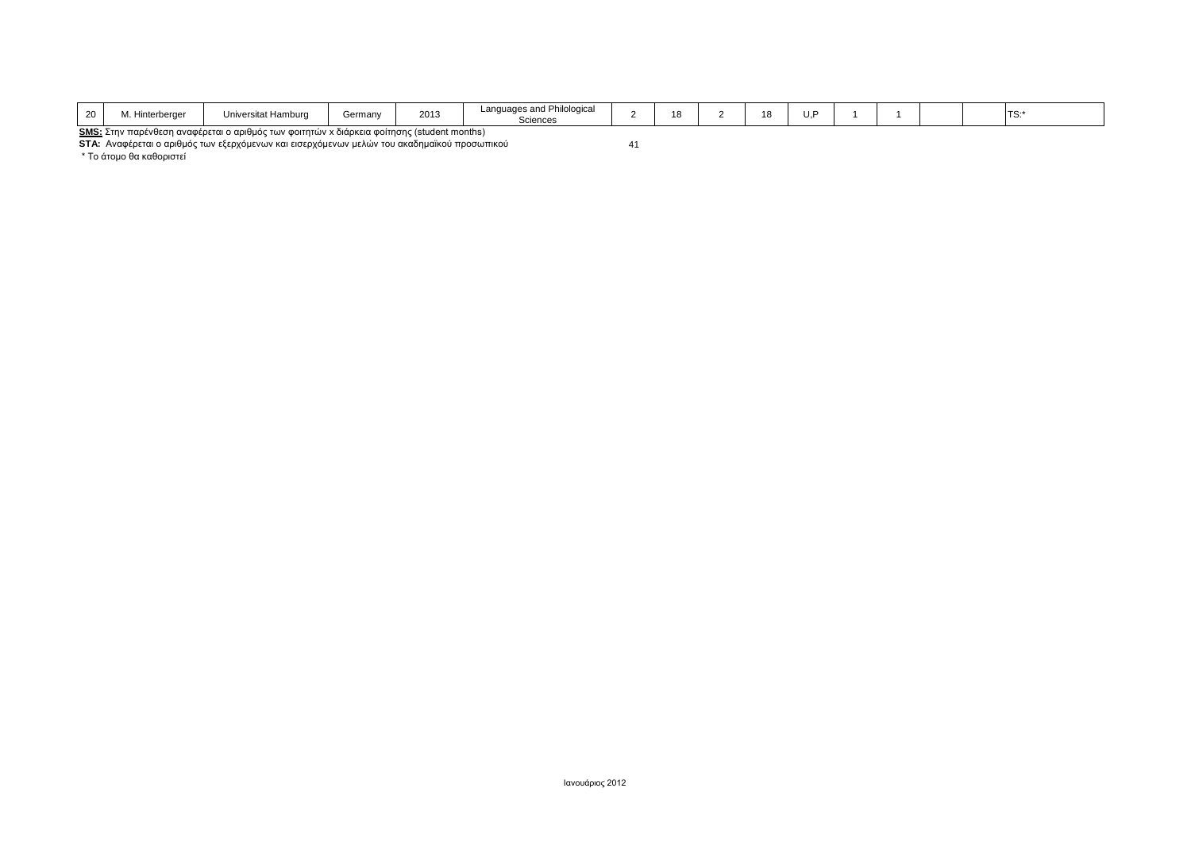| | | | | | | | | | | | | | | | |
|---|---|---|---|---|---|---|---|---|---|---|---|---|---|---|---|
| 20 | M. Hinterberger | Universitat Hamburg | Germany | 2013 | Languages and Philological Sciences | 2 | 18 | 2 | 18 | U,P | 1 | 1 | | | TS:* |

**SMS:** Στην παρένθεση αναφέρεται ο αριθμός των φοιτητών x διάρκεια φοίτησης (student months)

**STA:** Αναφέρεται ο αριθμός των εξερχόμενων και εισερχόμενων μελών του ακαδημαϊκού προσωπικού 41

\* Το άτομο θα καθοριστεί

Ιανουάριος 2012